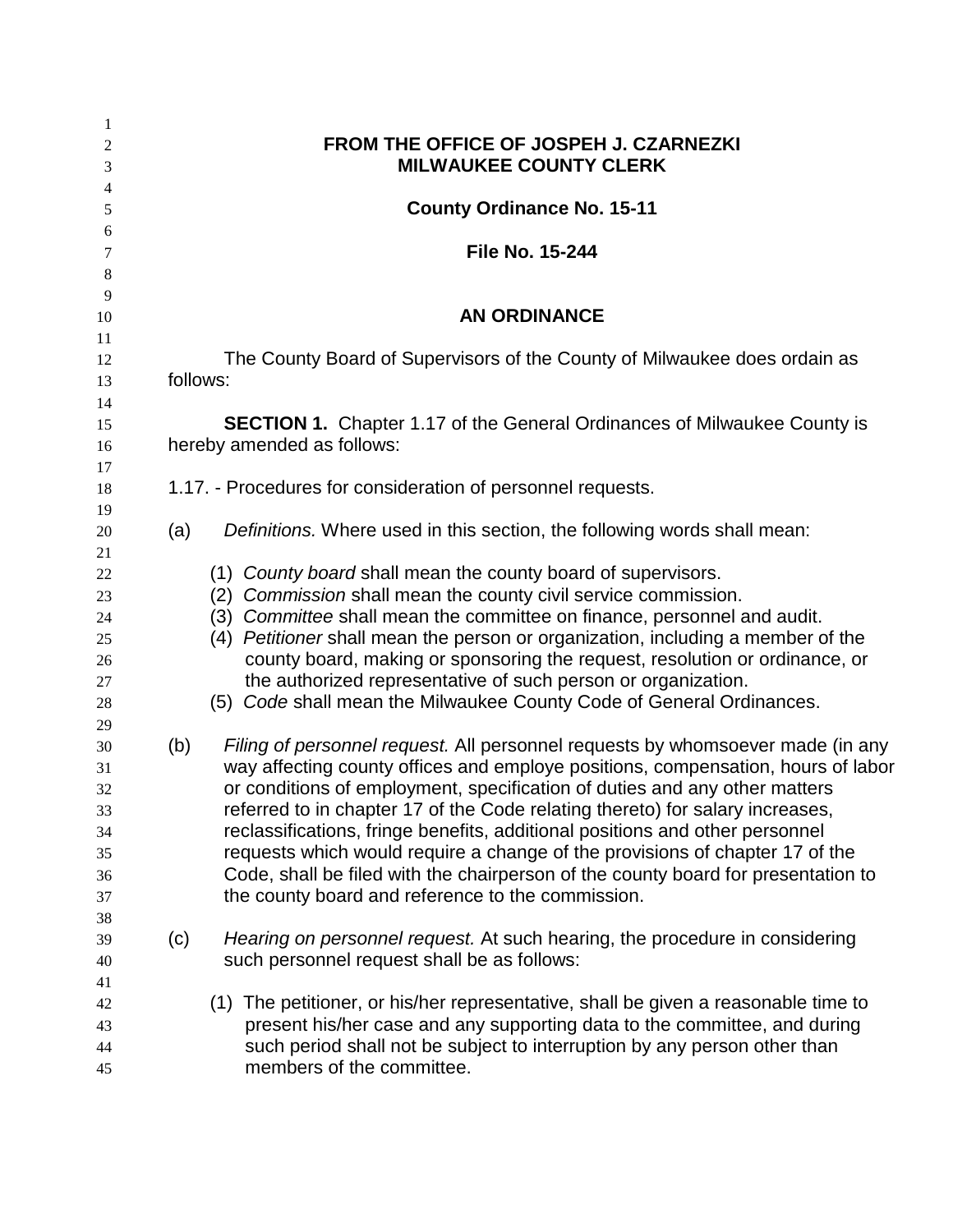**FROM THE OFFICE OF JOSPEH J. CZARNEZKI**
**MILWAUKEE COUNTY CLERK**

**County Ordinance No. 15-11**

**File No. 15-244**

## AN ORDINANCE

The County Board of Supervisors of the County of Milwaukee does ordain as follows:

**SECTION 1.** Chapter 1.17 of the General Ordinances of Milwaukee County is hereby amended as follows:

1.17. - Procedures for consideration of personnel requests.

(a) *Definitions.* Where used in this section, the following words shall mean:

(1) *County board* shall mean the county board of supervisors.
(2) *Commission* shall mean the county civil service commission.
(3) *Committee* shall mean the committee on finance, personnel and audit.
(4) *Petitioner* shall mean the person or organization, including a member of the county board, making or sponsoring the request, resolution or ordinance, or the authorized representative of such person or organization.
(5) *Code* shall mean the Milwaukee County Code of General Ordinances.

(b) *Filing of personnel request.* All personnel requests by whomsoever made (in any way affecting county offices and employe positions, compensation, hours of labor or conditions of employment, specification of duties and any other matters referred to in chapter 17 of the Code relating thereto) for salary increases, reclassifications, fringe benefits, additional positions and other personnel requests which would require a change of the provisions of chapter 17 of the Code, shall be filed with the chairperson of the county board for presentation to the county board and reference to the commission.

(c) *Hearing on personnel request.* At such hearing, the procedure in considering such personnel request shall be as follows:

(1) The petitioner, or his/her representative, shall be given a reasonable time to present his/her case and any supporting data to the committee, and during such period shall not be subject to interruption by any person other than members of the committee.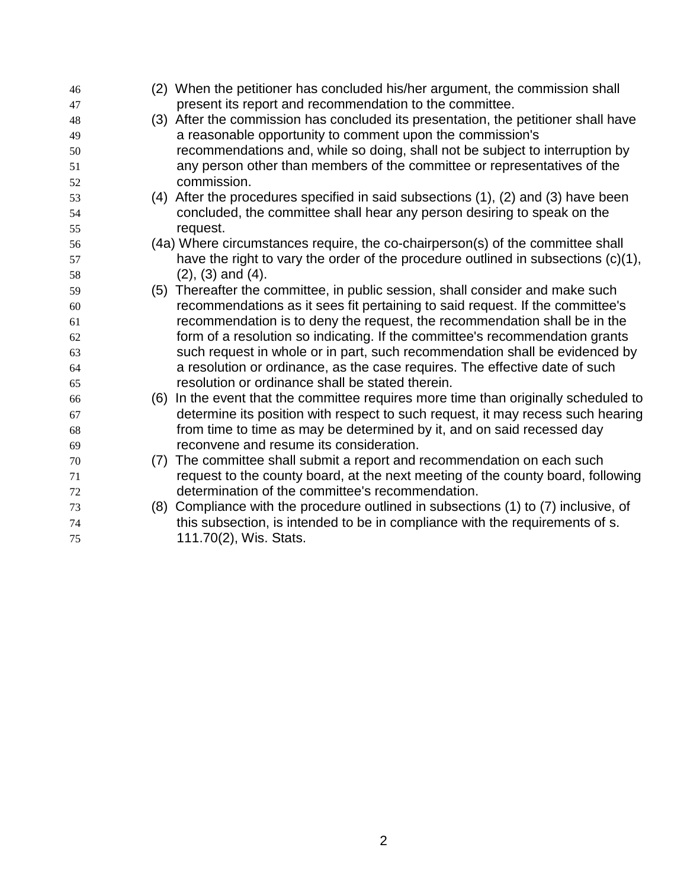(2) When the petitioner has concluded his/her argument, the commission shall present its report and recommendation to the committee.

(3) After the commission has concluded its presentation, the petitioner shall have a reasonable opportunity to comment upon the commission's recommendations and, while so doing, shall not be subject to interruption by any person other than members of the committee or representatives of the commission.

(4) After the procedures specified in said subsections (1), (2) and (3) have been concluded, the committee shall hear any person desiring to speak on the request.

(4a) Where circumstances require, the co-chairperson(s) of the committee shall have the right to vary the order of the procedure outlined in subsections (c)(1), (2), (3) and (4).

(5) Thereafter the committee, in public session, shall consider and make such recommendations as it sees fit pertaining to said request. If the committee's recommendation is to deny the request, the recommendation shall be in the form of a resolution so indicating. If the committee's recommendation grants such request in whole or in part, such recommendation shall be evidenced by a resolution or ordinance, as the case requires. The effective date of such resolution or ordinance shall be stated therein.

(6) In the event that the committee requires more time than originally scheduled to determine its position with respect to such request, it may recess such hearing from time to time as may be determined by it, and on said recessed day reconvene and resume its consideration.

(7) The committee shall submit a report and recommendation on each such request to the county board, at the next meeting of the county board, following determination of the committee's recommendation.

(8) Compliance with the procedure outlined in subsections (1) to (7) inclusive, of this subsection, is intended to be in compliance with the requirements of s. 111.70(2), Wis. Stats.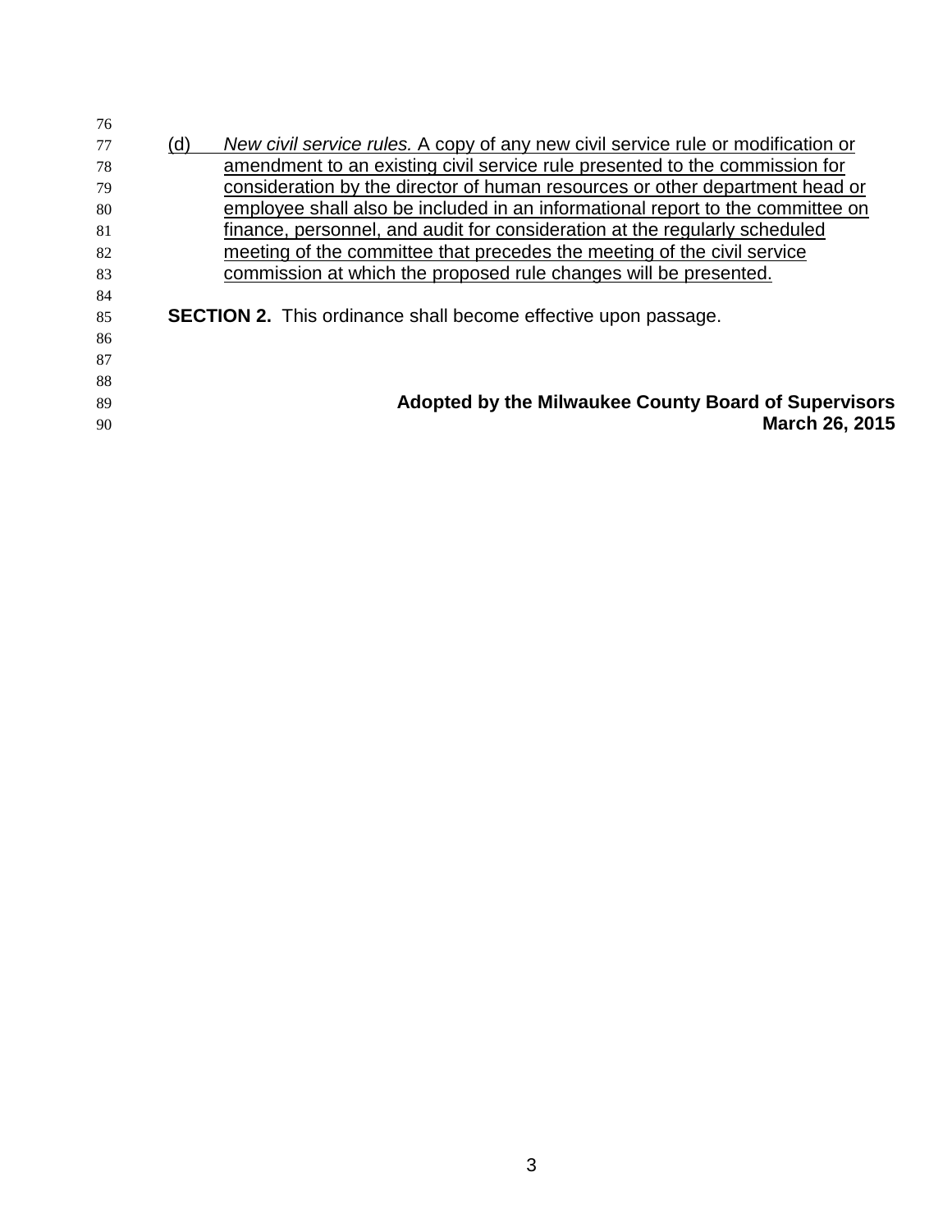(d) *New civil service rules.* A copy of any new civil service rule or modification or amendment to an existing civil service rule presented to the commission for consideration by the director of human resources or other department head or employee shall also be included in an informational report to the committee on finance, personnel, and audit for consideration at the regularly scheduled meeting of the committee that precedes the meeting of the civil service commission at which the proposed rule changes will be presented.

**SECTION 2.** This ordinance shall become effective upon passage.

**Adopted by the Milwaukee County Board of Supervisors**
**March 26, 2015**